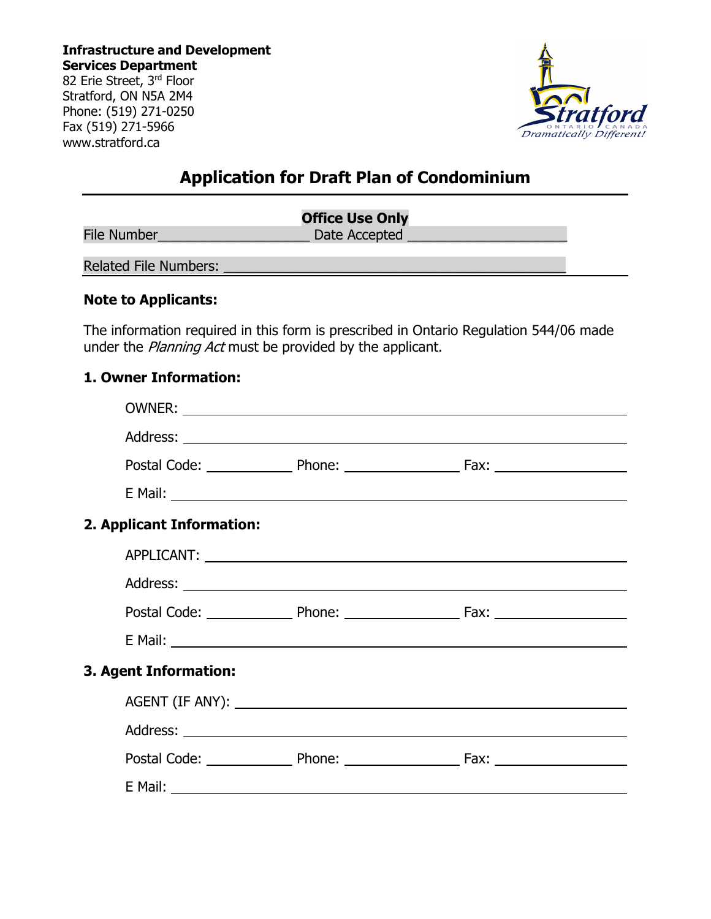**Infrastructure and Development Services Department**
82 Erie Street, 3rd Floor
Stratford, ON N5A 2M4
Phone: (519) 271-0250
Fax (519) 271-5966
www.stratford.ca

# Application for Draft Plan of Condominium

**Office Use Only**

File Number____________________ Date Accepted ____________________

Related File Numbers: ____________________________________________

**Note to Applicants:**

The information required in this form is prescribed in Ontario Regulation 544/06 made under the *Planning Act* must be provided by the applicant.

## 1. Owner Information:

OWNER: ____________________________________________

Address: ____________________________________________

Postal Code: __________ Phone: ______________ Fax: ______________

E Mail: ____________________________________________

## 2. Applicant Information:

APPLICANT: ____________________________________________

Address: ____________________________________________

Postal Code: __________ Phone: ______________ Fax: ______________

E Mail: ____________________________________________

## 3. Agent Information:

AGENT (IF ANY): ____________________________________________

Address: ____________________________________________

Postal Code: __________ Phone: ______________ Fax: ______________

E Mail: ____________________________________________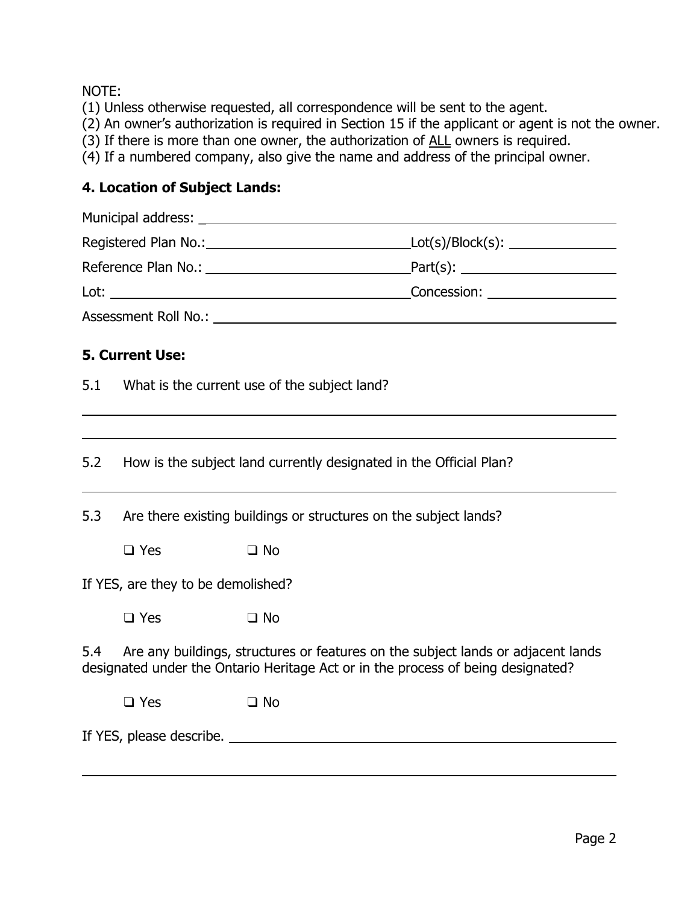NOTE:
(1) Unless otherwise requested, all correspondence will be sent to the agent.
(2) An owner's authorization is required in Section 15 if the applicant or agent is not the owner.
(3) If there is more than one owner, the authorization of ALL owners is required.
(4) If a numbered company, also give the name and address of the principal owner.

### 4. Location of Subject Lands:

Municipal address: ______________________________________________

Registered Plan No.: ____________________ Lot(s)/Block(s): ____________

Reference Plan No.: ____________________ Part(s): ____________________

Lot: ______________________________ Concession: ____________________

Assessment Roll No.: ______________________________________________

### 5. Current Use:

5.1 What is the current use of the subject land?

______________________________________________

______________________________________________

5.2 How is the subject land currently designated in the Official Plan?

______________________________________________

5.3 Are there existing buildings or structures on the subject lands?

❑ Yes ❑ No

If YES, are they to be demolished?

❑ Yes ❑ No

5.4 Are any buildings, structures or features on the subject lands or adjacent lands designated under the Ontario Heritage Act or in the process of being designated?

❑ Yes ❑ No

If YES, please describe. ______________________________________________

______________________________________________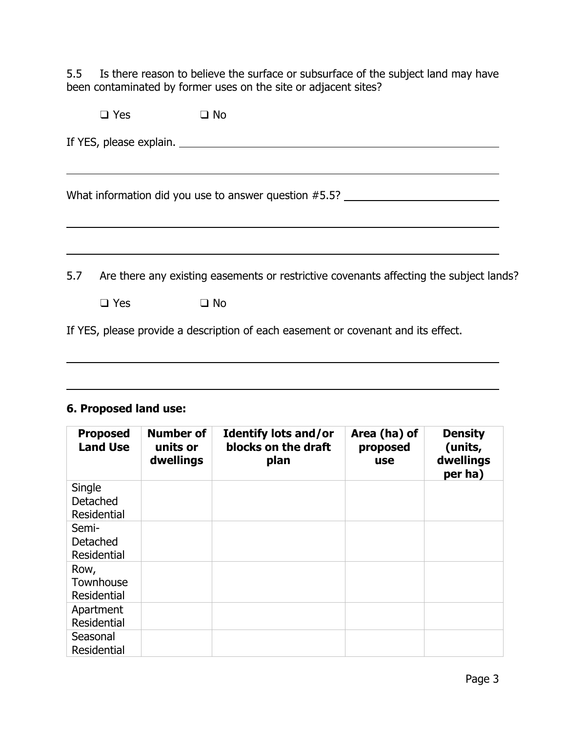5.5 Is there reason to believe the surface or subsurface of the subject land may have been contaminated by former uses on the site or adjacent sites?

❑ Yes ❑ No

If YES, please explain. ______________________________________________

______________________________________________

What information did you use to answer question #5.5? ____________________

______________________________________________

______________________________________________

5.7 Are there any existing easements or restrictive covenants affecting the subject lands?

❑ Yes ❑ No

If YES, please provide a description of each easement or covenant and its effect.

______________________________________________

______________________________________________

**6. Proposed land use:**

| Proposed Land Use | Number of units or dwellings | Identify lots and/or blocks on the draft plan | Area (ha) of proposed use | Density (units, dwellings per ha) |
| --- | --- | --- | --- | --- |
| Single Detached Residential | | | | |
| Semi-Detached Residential | | | | |
| Row, Townhouse Residential | | | | |
| Apartment Residential | | | | |
| Seasonal Residential | | | | |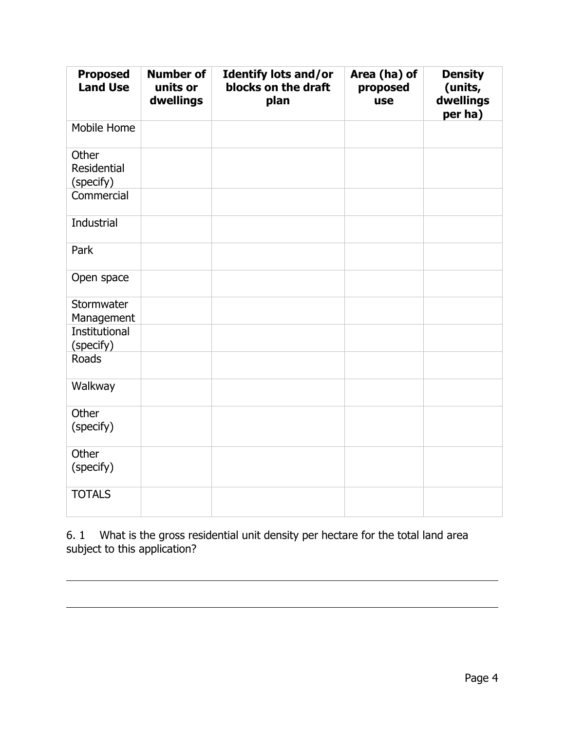| Proposed Land Use | Number of units or dwellings | Identify lots and/or blocks on the draft plan | Area (ha) of proposed use | Density (units, dwellings per ha) |
|---|---|---|---|---|
| Mobile Home | | | | |
| Other Residential (specify) | | | | |
| Commercial | | | | |
| Industrial | | | | |
| Park | | | | |
| Open space | | | | |
| Stormwater Management | | | | |
| Institutional (specify) | | | | |
| Roads | | | | |
| Walkway | | | | |
| Other (specify) | | | | |
| Other (specify) | | | | |
| TOTALS | | | | |

6. 1 What is the gross residential unit density per hectare for the total land area subject to this application?

___

___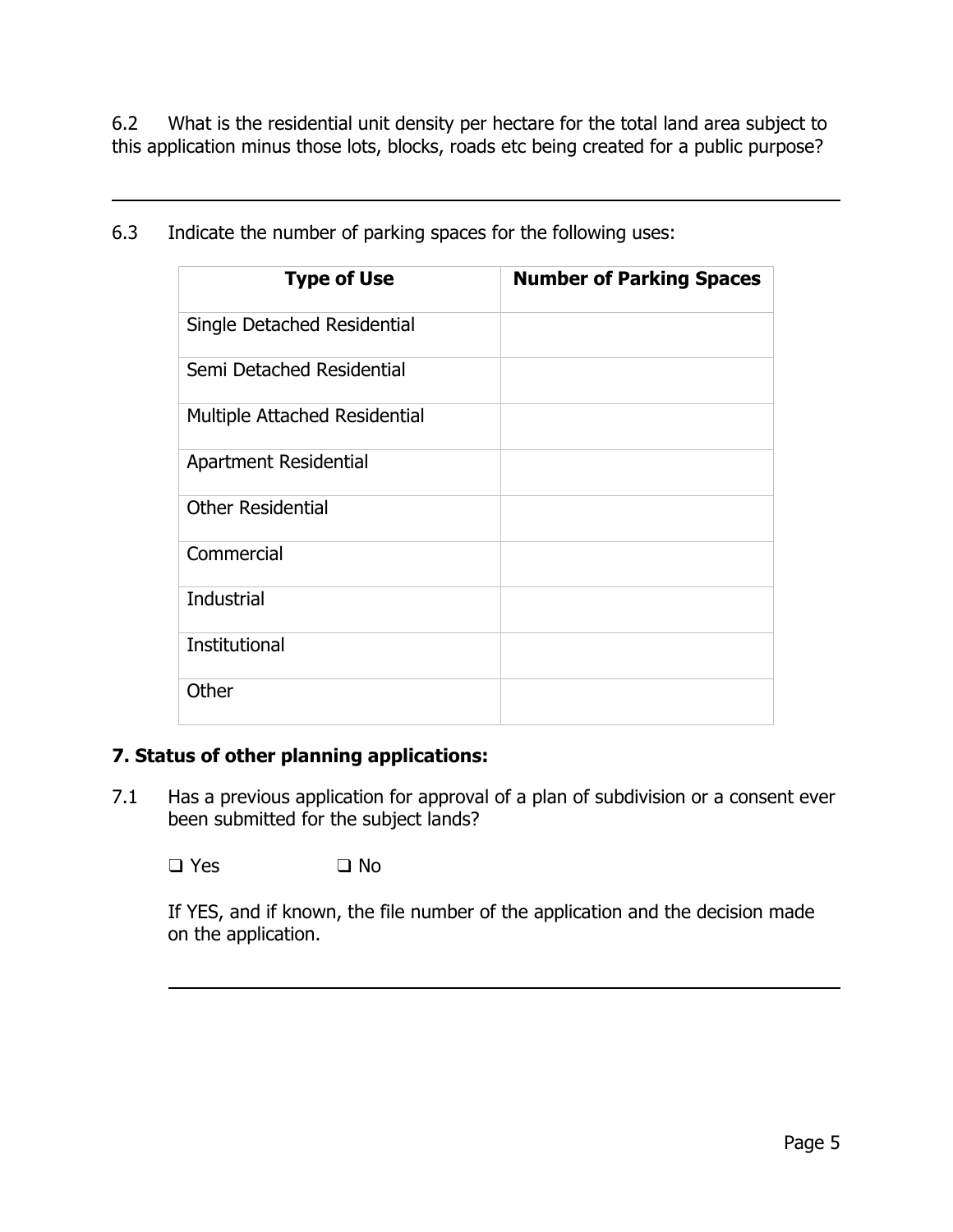6.2 What is the residential unit density per hectare for the total land area subject to this application minus those lots, blocks, roads etc being created for a public purpose?

\_\_\_\_\_\_\_\_\_\_\_\_\_\_\_\_\_\_\_\_\_\_\_\_\_\_\_\_\_\_\_\_\_\_\_\_\_\_\_\_\_\_\_\_\_\_\_\_\_\_\_\_\_\_\_\_\_\_\_\_

6.3 Indicate the number of parking spaces for the following uses:

| Type of Use | Number of Parking Spaces |
|---|---|
| Single Detached Residential | |
| Semi Detached Residential | |
| Multiple Attached Residential | |
| Apartment Residential | |
| Other Residential | |
| Commercial | |
| Industrial | |
| Institutional | |
| Other | |

**7. Status of other planning applications:**

7.1 Has a previous application for approval of a plan of subdivision or a consent ever been submitted for the subject lands?

❑ Yes ❑ No

If YES, and if known, the file number of the application and the decision made on the application.

\_\_\_\_\_\_\_\_\_\_\_\_\_\_\_\_\_\_\_\_\_\_\_\_\_\_\_\_\_\_\_\_\_\_\_\_\_\_\_\_\_\_\_\_\_\_\_\_\_\_\_\_\_\_\_\_\_\_\_\_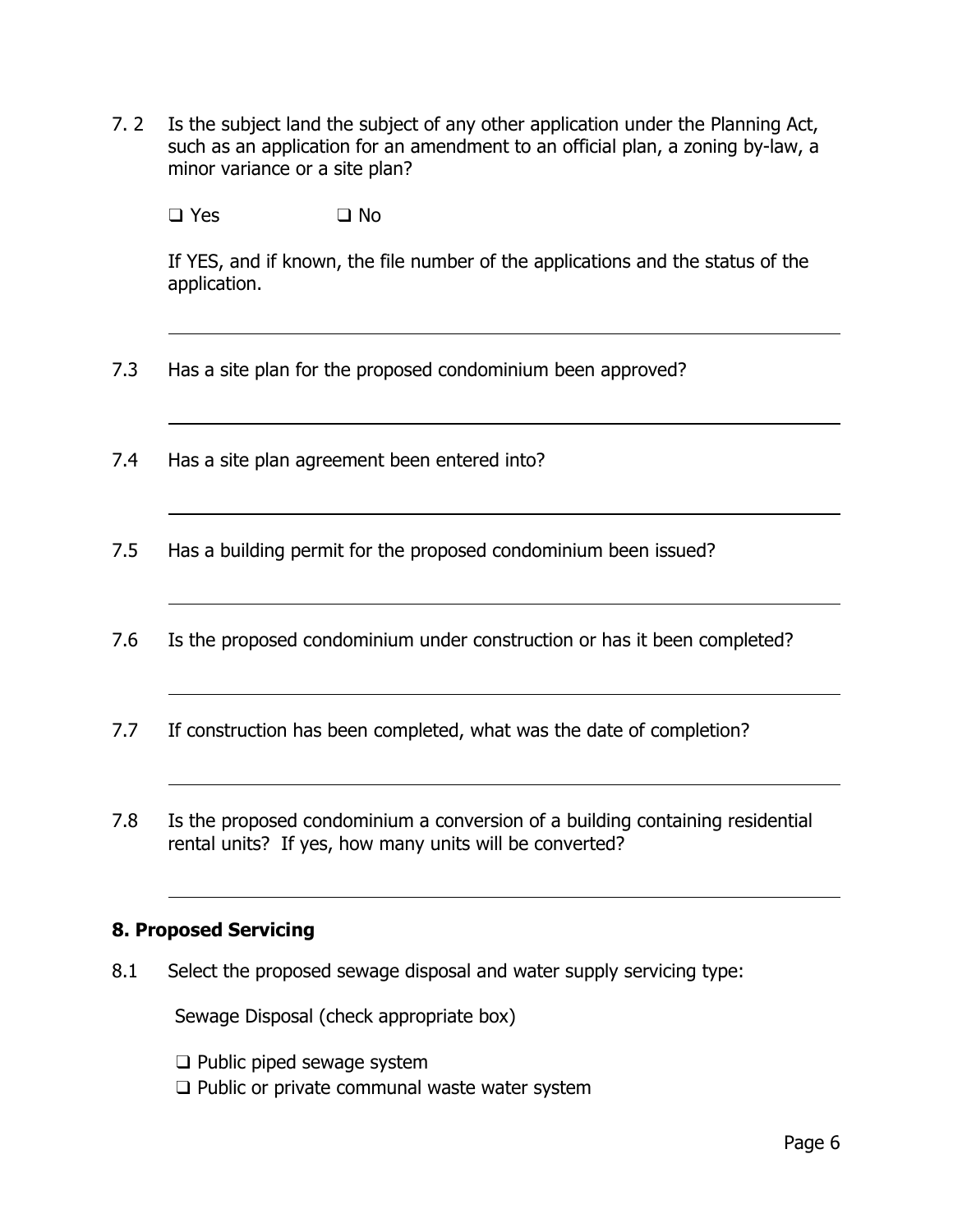7. 2 Is the subject land the subject of any other application under the Planning Act, such as an application for an amendment to an official plan, a zoning by-law, a minor variance or a site plan?

❑ Yes ❑ No

If YES, and if known, the file number of the applications and the status of the application.

---

7.3 Has a site plan for the proposed condominium been approved?

---

7.4 Has a site plan agreement been entered into?

---

7.5 Has a building permit for the proposed condominium been issued?

---

7.6 Is the proposed condominium under construction or has it been completed?

---

7.7 If construction has been completed, what was the date of completion?

---

7.8 Is the proposed condominium a conversion of a building containing residential rental units? If yes, how many units will be converted?

---

## 8. Proposed Servicing

8.1 Select the proposed sewage disposal and water supply servicing type:

Sewage Disposal (check appropriate box)

❑ Public piped sewage system
❑ Public or private communal waste water system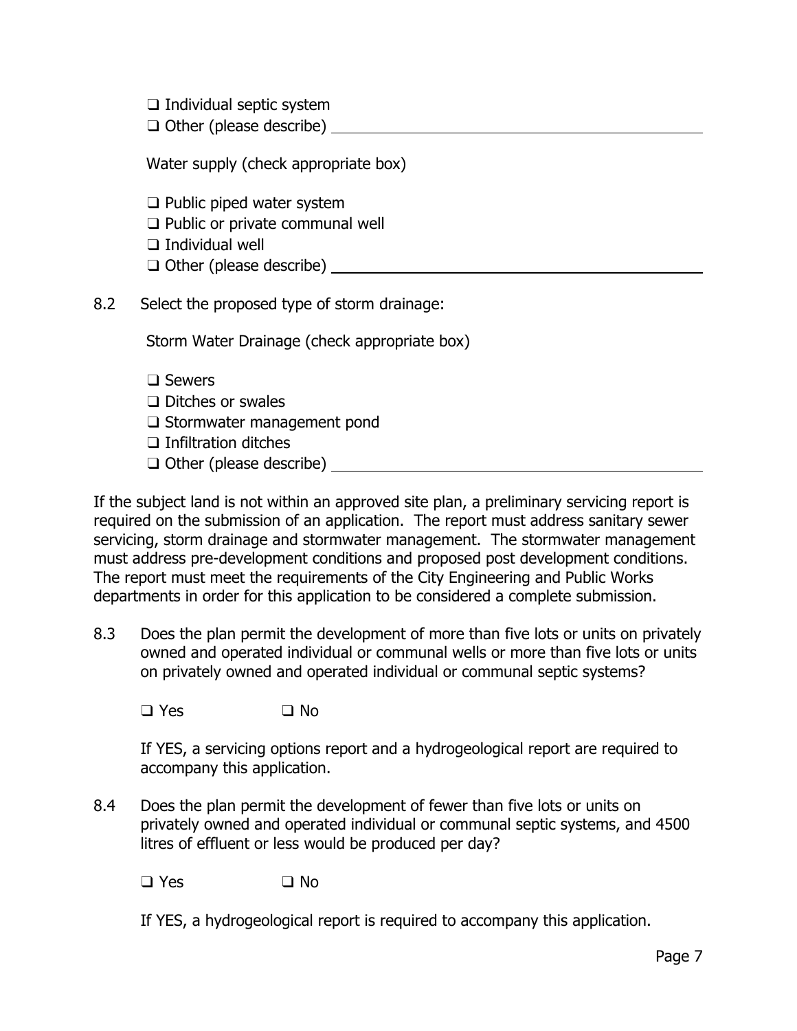❑ Individual septic system
❑ Other (please describe) ____________________________________________

Water supply (check appropriate box)

❑ Public piped water system
❑ Public or private communal well
❑ Individual well
❑ Other (please describe) ____________________________________________

8.2 Select the proposed type of storm drainage:

Storm Water Drainage (check appropriate box)

❑ Sewers
❑ Ditches or swales
❑ Stormwater management pond
❑ Infiltration ditches
❑ Other (please describe) ____________________________________________

If the subject land is not within an approved site plan, a preliminary servicing report is required on the submission of an application. The report must address sanitary sewer servicing, storm drainage and stormwater management. The stormwater management must address pre-development conditions and proposed post development conditions. The report must meet the requirements of the City Engineering and Public Works departments in order for this application to be considered a complete submission.

8.3 Does the plan permit the development of more than five lots or units on privately owned and operated individual or communal wells or more than five lots or units on privately owned and operated individual or communal septic systems?

❑ Yes ❑ No

If YES, a servicing options report and a hydrogeological report are required to accompany this application.

8.4 Does the plan permit the development of fewer than five lots or units on privately owned and operated individual or communal septic systems, and 4500 litres of effluent or less would be produced per day?

❑ Yes ❑ No

If YES, a hydrogeological report is required to accompany this application.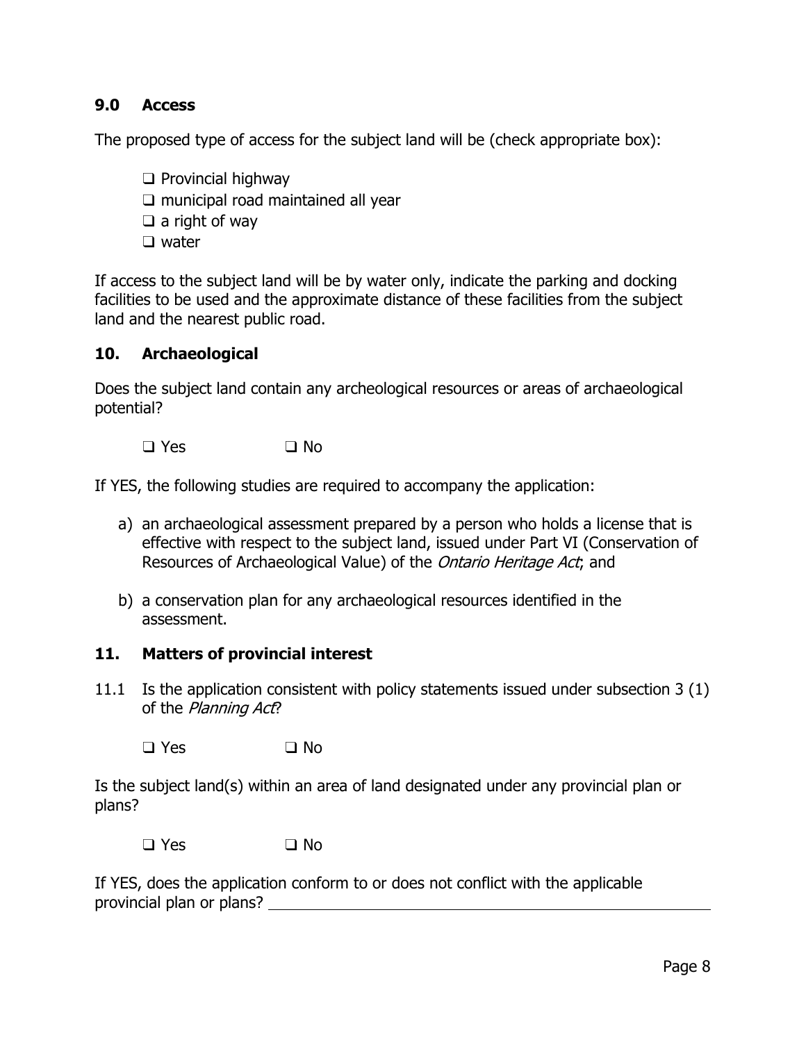## 9.0 Access

The proposed type of access for the subject land will be (check appropriate box):

- ❑ Provincial highway
- ❑ municipal road maintained all year
- ❑ a right of way
- ❑ water

If access to the subject land will be by water only, indicate the parking and docking facilities to be used and the approximate distance of these facilities from the subject land and the nearest public road.

## 10. Archaeological

Does the subject land contain any archeological resources or areas of archaeological potential?

❑ Yes ❑ No

If YES, the following studies are required to accompany the application:

a) an archaeological assessment prepared by a person who holds a license that is effective with respect to the subject land, issued under Part VI (Conservation of Resources of Archaeological Value) of the *Ontario Heritage Act*; and

b) a conservation plan for any archaeological resources identified in the assessment.

## 11. Matters of provincial interest

11.1 Is the application consistent with policy statements issued under subsection 3 (1) of the *Planning Act*?

❑ Yes ❑ No

Is the subject land(s) within an area of land designated under any provincial plan or plans?

❑ Yes ❑ No

If YES, does the application conform to or does not conflict with the applicable provincial plan or plans? ______________________________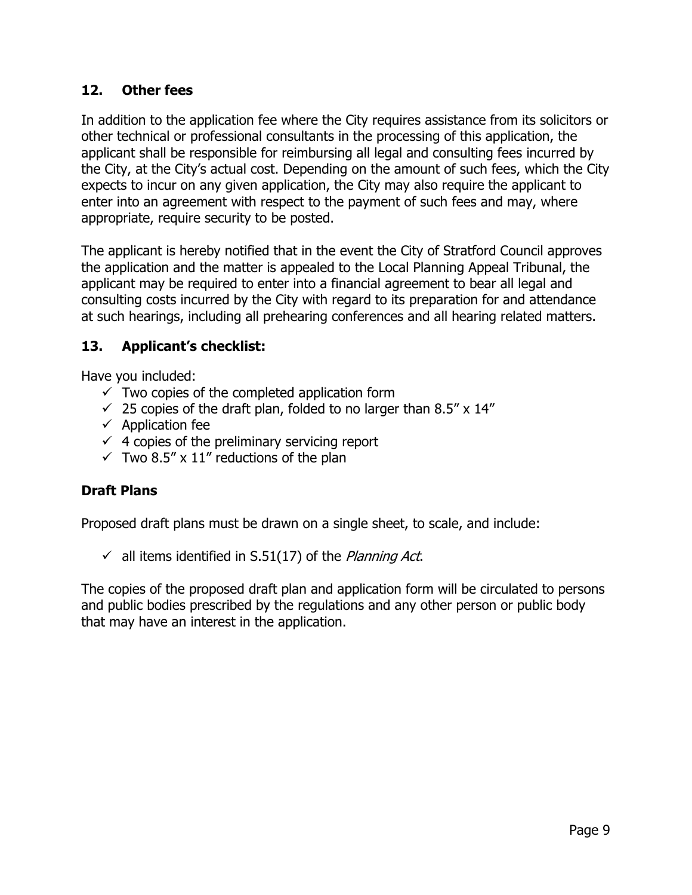## 12. Other fees

In addition to the application fee where the City requires assistance from its solicitors or other technical or professional consultants in the processing of this application, the applicant shall be responsible for reimbursing all legal and consulting fees incurred by the City, at the City's actual cost. Depending on the amount of such fees, which the City expects to incur on any given application, the City may also require the applicant to enter into an agreement with respect to the payment of such fees and may, where appropriate, require security to be posted.

The applicant is hereby notified that in the event the City of Stratford Council approves the application and the matter is appealed to the Local Planning Appeal Tribunal, the applicant may be required to enter into a financial agreement to bear all legal and consulting costs incurred by the City with regard to its preparation for and attendance at such hearings, including all prehearing conferences and all hearing related matters.

## 13. Applicant's checklist:

Have you included:

- ✓ Two copies of the completed application form
- ✓ 25 copies of the draft plan, folded to no larger than 8.5" x 14"
- ✓ Application fee
- ✓ 4 copies of the preliminary servicing report
- ✓ Two 8.5" x 11" reductions of the plan

### Draft Plans

Proposed draft plans must be drawn on a single sheet, to scale, and include:

- ✓ all items identified in S.51(17) of the *Planning Act*.

The copies of the proposed draft plan and application form will be circulated to persons and public bodies prescribed by the regulations and any other person or public body that may have an interest in the application.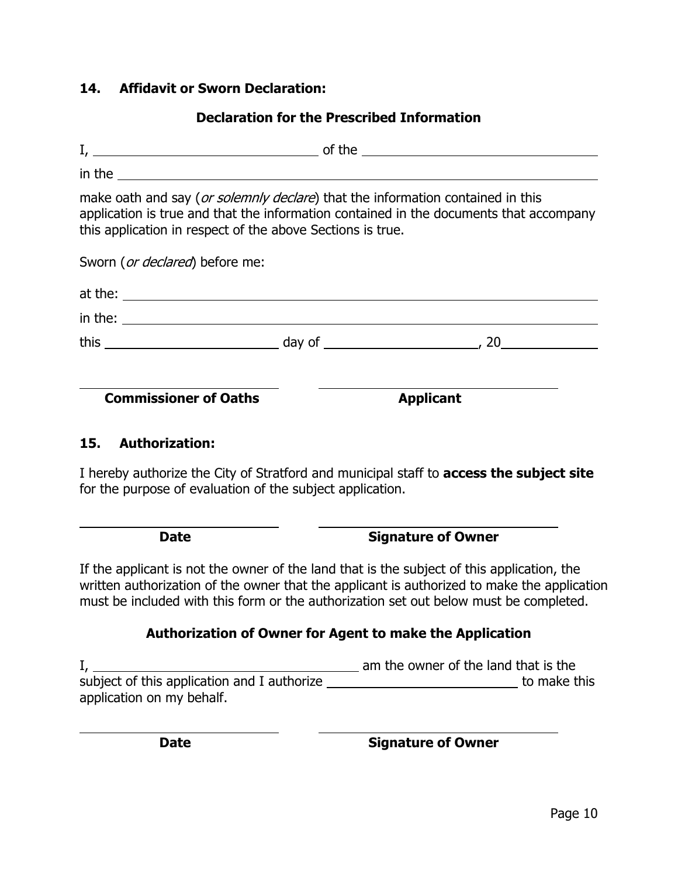## 14. Affidavit or Sworn Declaration:

### Declaration for the Prescribed Information

I, ______________________________ of the ______________________________

in the ____________________________________________________________

make oath and say (*or solemnly declare*) that the information contained in this application is true and that the information contained in the documents that accompany this application in respect of the above Sections is true.

Sworn (*or declared*) before me:

at the: ____________________________________________________________

in the: ____________________________________________________________

this ______________________ day of ____________________, 20____________

______________________________ ______________________________

**Commissioner of Oaths** **Applicant**

## 15. Authorization:

I hereby authorize the City of Stratford and municipal staff to **access the subject site** for the purpose of evaluation of the subject application.

______________________________ ______________________________

**Date** **Signature of Owner**

If the applicant is not the owner of the land that is the subject of this application, the written authorization of the owner that the applicant is authorized to make the application must be included with this form or the authorization set out below must be completed.

### Authorization of Owner for Agent to make the Application

I, ____________________________________ am the owner of the land that is the subject of this application and I authorize ________________________ to make this application on my behalf.

______________________________ ______________________________

**Date** **Signature of Owner**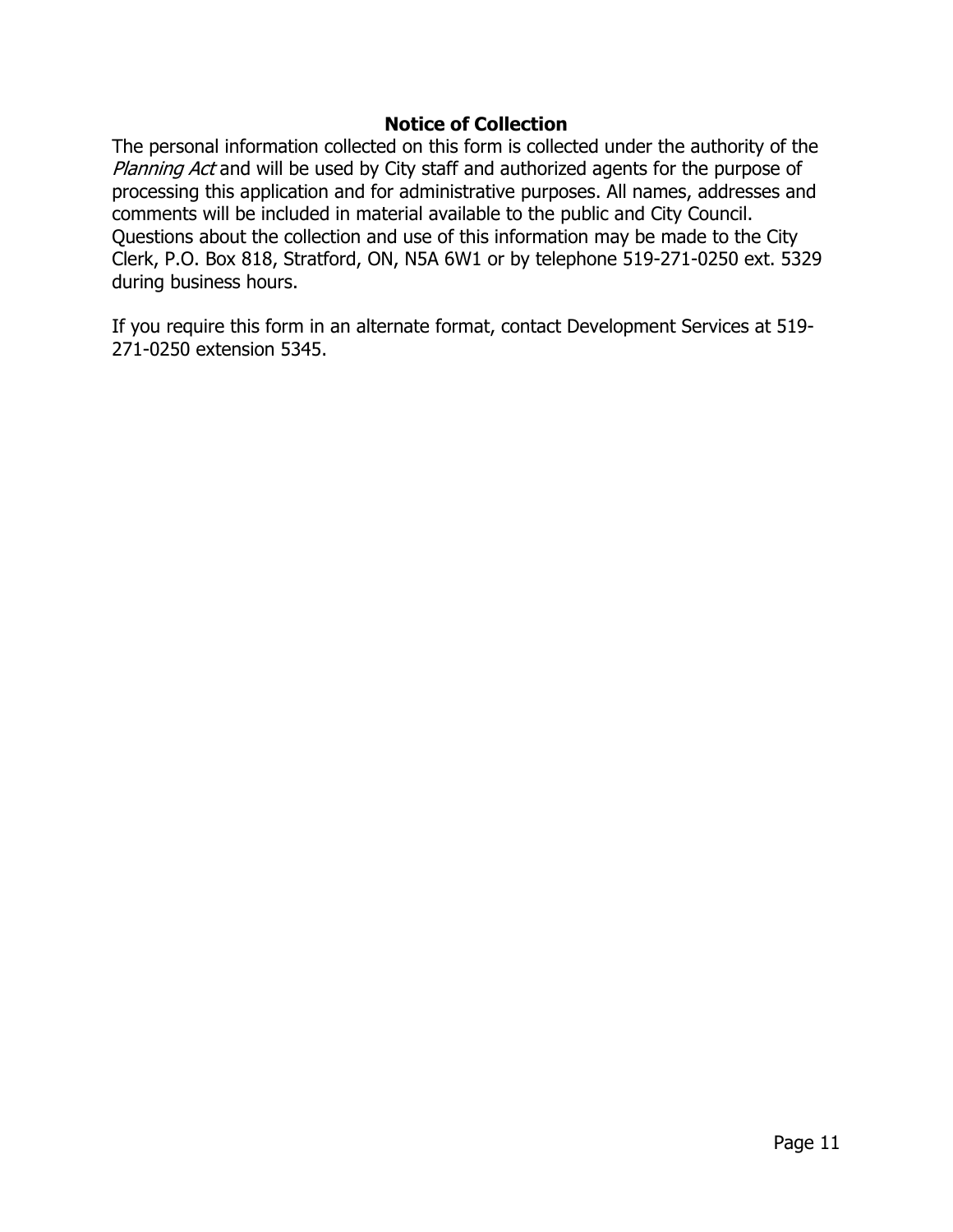## Notice of Collection

The personal information collected on this form is collected under the authority of the *Planning Act* and will be used by City staff and authorized agents for the purpose of processing this application and for administrative purposes. All names, addresses and comments will be included in material available to the public and City Council. Questions about the collection and use of this information may be made to the City Clerk, P.O. Box 818, Stratford, ON, N5A 6W1 or by telephone 519-271-0250 ext. 5329 during business hours.

If you require this form in an alternate format, contact Development Services at 519-271-0250 extension 5345.